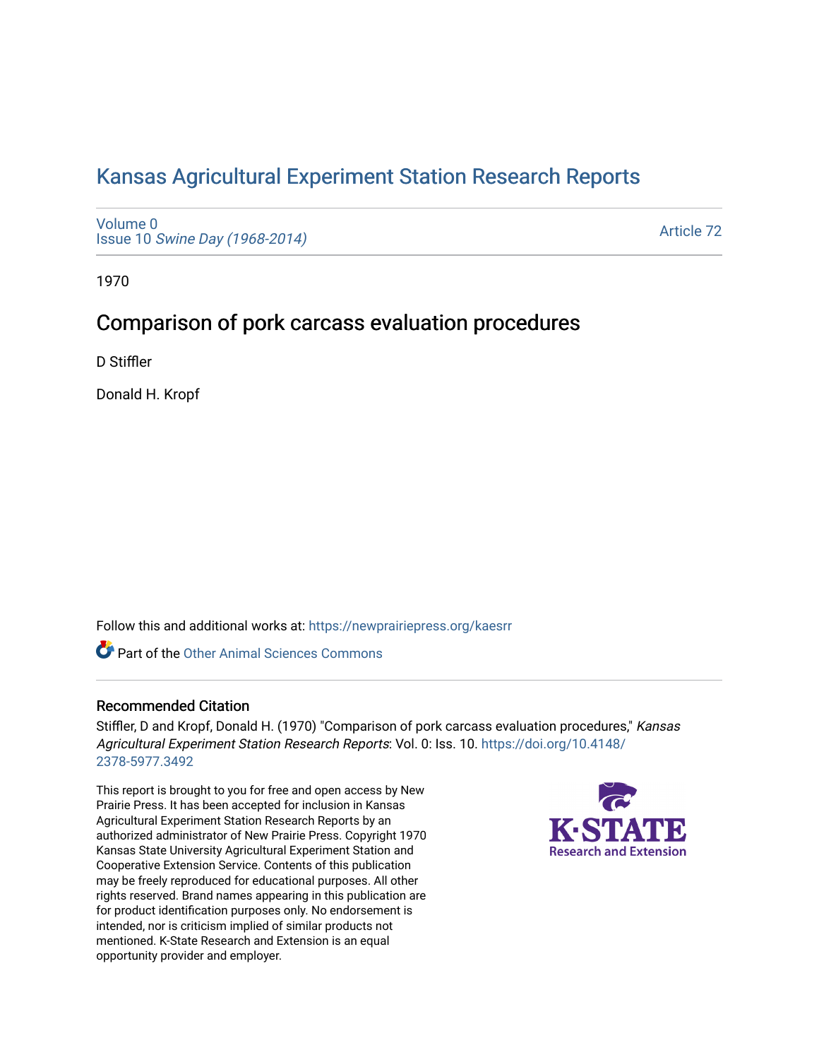# Kansas Agricultural Experiment Station Research Reports

Volume 0
Issue 10 *Swine Day (1968-2014)*

Article 72

1970

## Comparison of pork carcass evaluation procedures

D Stiffler

Donald H. Kropf

Follow this and additional works at: https://newprairiepress.org/kaesrr

Part of the Other Animal Sciences Commons

### Recommended Citation

Stiffler, D and Kropf, Donald H. (1970) "Comparison of pork carcass evaluation procedures," *Kansas Agricultural Experiment Station Research Reports*: Vol. 0: Iss. 10. https://doi.org/10.4148/2378-5977.3492

This report is brought to you for free and open access by New Prairie Press. It has been accepted for inclusion in Kansas Agricultural Experiment Station Research Reports by an authorized administrator of New Prairie Press. Copyright 1970 Kansas State University Agricultural Experiment Station and Cooperative Extension Service. Contents of this publication may be freely reproduced for educational purposes. All other rights reserved. Brand names appearing in this publication are for product identification purposes only. No endorsement is intended, nor is criticism implied of similar products not mentioned. K-State Research and Extension is an equal opportunity provider and employer.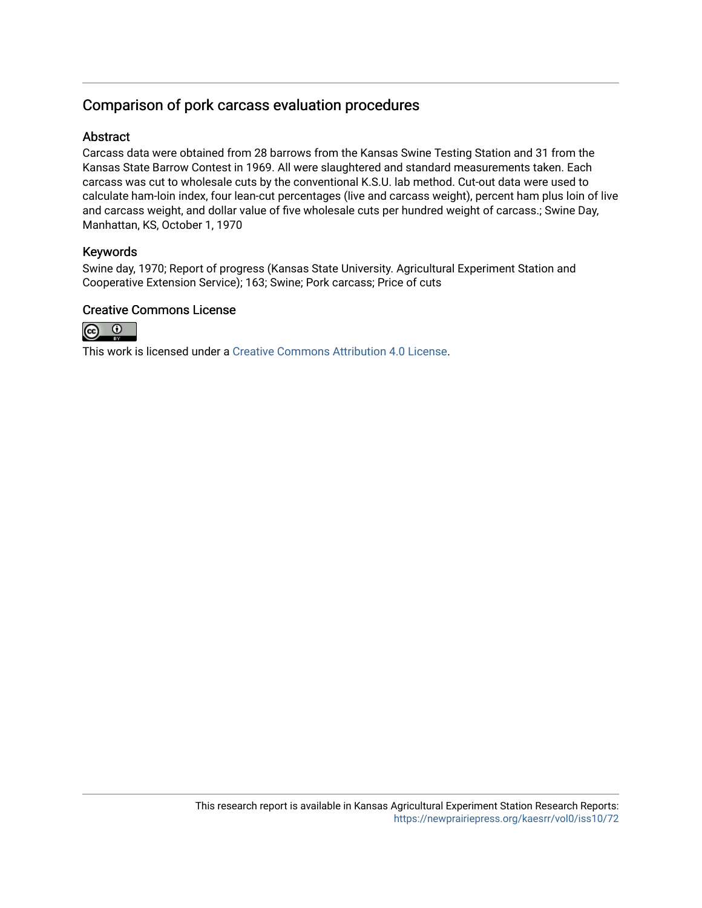## Comparison of pork carcass evaluation procedures

### Abstract

Carcass data were obtained from 28 barrows from the Kansas Swine Testing Station and 31 from the Kansas State Barrow Contest in 1969. All were slaughtered and standard measurements taken. Each carcass was cut to wholesale cuts by the conventional K.S.U. lab method. Cut-out data were used to calculate ham-loin index, four lean-cut percentages (live and carcass weight), percent ham plus loin of live and carcass weight, and dollar value of five wholesale cuts per hundred weight of carcass.; Swine Day, Manhattan, KS, October 1, 1970

### Keywords

Swine day, 1970; Report of progress (Kansas State University. Agricultural Experiment Station and Cooperative Extension Service); 163; Swine; Pork carcass; Price of cuts

### Creative Commons License

This work is licensed under a Creative Commons Attribution 4.0 License.

This research report is available in Kansas Agricultural Experiment Station Research Reports: https://newprairiepress.org/kaesrr/vol0/iss10/72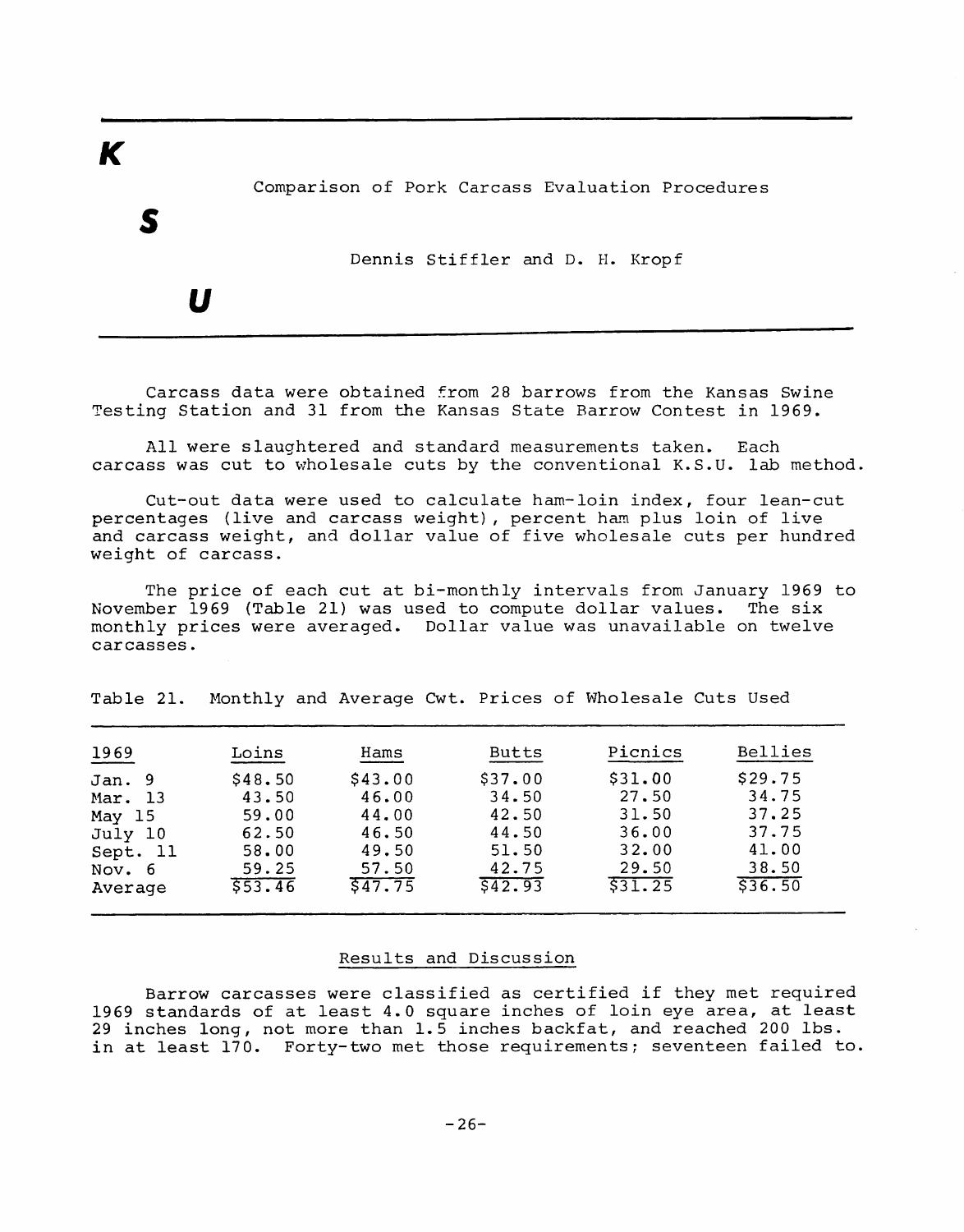# Comparison of Pork Carcass Evaluation Procedures

Dennis Stiffler and D. H. Kropf

Carcass data were obtained from 28 barrows from the Kansas Swine Testing Station and 31 from the Kansas State Barrow Contest in 1969.

All were slaughtered and standard measurements taken. Each carcass was cut to wholesale cuts by the conventional K.S.U. lab method.

Cut-out data were used to calculate ham-loin index, four lean-cut percentages (live and carcass weight), percent ham plus loin of live and carcass weight, and dollar value of five wholesale cuts per hundred weight of carcass.

The price of each cut at bi-monthly intervals from January 1969 to November 1969 (Table 21) was used to compute dollar values. The six monthly prices were averaged. Dollar value was unavailable on twelve carcasses.

Table 21. Monthly and Average Cwt. Prices of Wholesale Cuts Used

| 1969 | Loins | Hams | Butts | Picnics | Bellies |
|---|---|---|---|---|---|
| Jan. 9 | $48.50 | $43.00 | $37.00 | $31.00 | $29.75 |
| Mar. 13 | 43.50 | 46.00 | 34.50 | 27.50 | 34.75 |
| May 15 | 59.00 | 44.00 | 42.50 | 31.50 | 37.25 |
| July 10 | 62.50 | 46.50 | 44.50 | 36.00 | 37.75 |
| Sept. 11 | 58.00 | 49.50 | 51.50 | 32.00 | 41.00 |
| Nov. 6 | 59.25 | 57.50 | 42.75 | 29.50 | 38.50 |
| Average | $53.46 | $47.75 | $42.93 | $31.25 | $36.50 |

## Results and Discussion

Barrow carcasses were classified as certified if they met required 1969 standards of at least 4.0 square inches of loin eye area, at least 29 inches long, not more than 1.5 inches backfat, and reached 200 lbs. in at least 170. Forty-two met those requirements; seventeen failed to.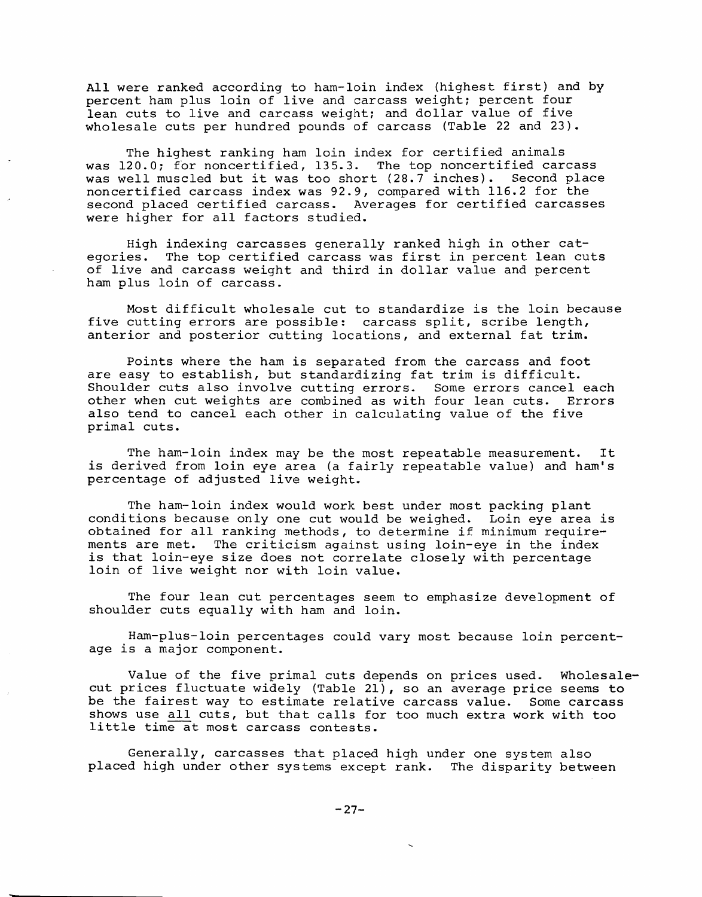All were ranked according to ham-loin index (highest first) and by percent ham plus loin of live and carcass weight; percent four lean cuts to live and carcass weight; and dollar value of five wholesale cuts per hundred pounds of carcass (Table 22 and 23).

The highest ranking ham loin index for certified animals was 120.0; for noncertified, 135.3. The top noncertified carcass was well muscled but it was too short (28.7 inches). Second place noncertified carcass index was 92.9, compared with 116.2 for the second placed certified carcass. Averages for certified carcasses were higher for all factors studied.

High indexing carcasses generally ranked high in other categories. The top certified carcass was first in percent lean cuts of live and carcass weight and third in dollar value and percent ham plus loin of carcass.

Most difficult wholesale cut to standardize is the loin because five cutting errors are possible: carcass split, scribe length, anterior and posterior cutting locations, and external fat trim.

Points where the ham is separated from the carcass and foot are easy to establish, but standardizing fat trim is difficult. Shoulder cuts also involve cutting errors. Some errors cancel each other when cut weights are combined as with four lean cuts. Errors also tend to cancel each other in calculating value of the five primal cuts.

The ham-loin index may be the most repeatable measurement. It is derived from loin eye area (a fairly repeatable value) and ham's percentage of adjusted live weight.

The ham-loin index would work best under most packing plant conditions because only one cut would be weighed. Loin eye area is obtained for all ranking methods, to determine if minimum requirements are met. The criticism against using loin-eye in the index is that loin-eye size does not correlate closely with percentage loin of live weight nor with loin value.

The four lean cut percentages seem to emphasize development of shoulder cuts equally with ham and loin.

Ham-plus-loin percentages could vary most because loin percentage is a major component.

Value of the five primal cuts depends on prices used. Wholesale-cut prices fluctuate widely (Table 21), so an average price seems to be the fairest way to estimate relative carcass value. Some carcass shows use <u>all</u> cuts, but that calls for too much extra work with too little time at most carcass contests.

Generally, carcasses that placed high under one system also placed high under other systems except rank. The disparity between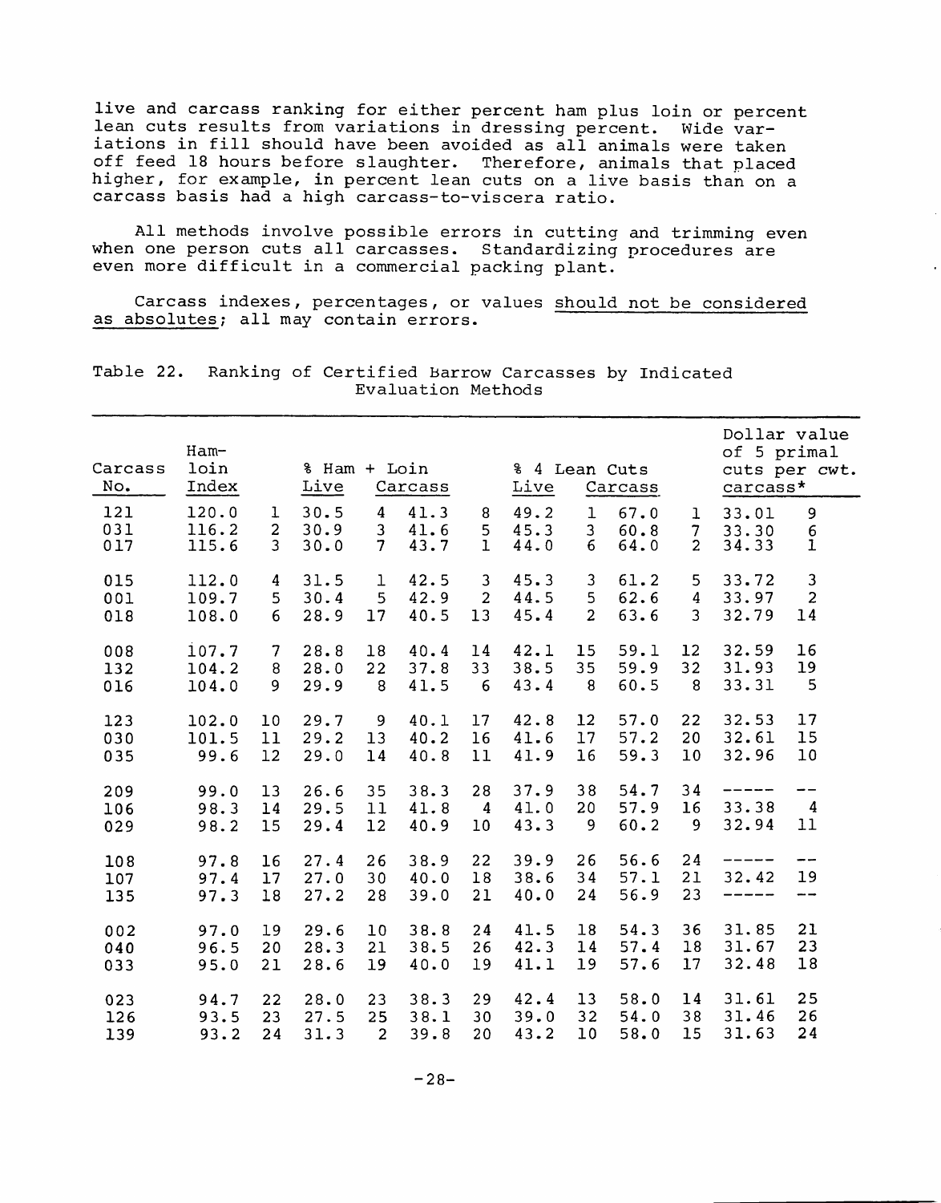live and carcass ranking for either percent ham plus loin or percent lean cuts results from variations in dressing percent. Wide variations in fill should have been avoided as all animals were taken off feed 18 hours before slaughter. Therefore, animals that placed higher, for example, in percent lean cuts on a live basis than on a carcass basis had a high carcass-to-viscera ratio.

All methods involve possible errors in cutting and trimming even when one person cuts all carcasses. Standardizing procedures are even more difficult in a commercial packing plant.

Carcass indexes, percentages, or values <u>should not be considered as absolutes</u>; all may contain errors.

Table 22. Ranking of Certified Barrow Carcasses by Indicated Evaluation Methods

| Carcass No. | Ham-loin Index | | % Ham + Loin Live | | % Ham + Loin Carcass | | % 4 Lean Cuts Live | | % 4 Lean Cuts Carcass | | Dollar value of 5 primal cuts per cwt. carcass* | |
|---|---|---|---|---|---|---|---|---|---|---|---|---|
| 121 | 120.0 | 1 | 30.5 | 4 | 41.3 | 8 | 49.2 | 1 | 67.0 | 1 | 33.01 | 9 |
| 031 | 116.2 | 2 | 30.9 | 3 | 41.6 | 5 | 45.3 | 3 | 60.8 | 7 | 33.30 | 6 |
| 017 | 115.6 | 3 | 30.0 | 7 | 43.7 | 1 | 44.0 | 6 | 64.0 | 2 | 34.33 | 1 |
| 015 | 112.0 | 4 | 31.5 | 1 | 42.5 | 3 | 45.3 | 3 | 61.2 | 5 | 33.72 | 3 |
| 001 | 109.7 | 5 | 30.4 | 5 | 42.9 | 2 | 44.5 | 5 | 62.6 | 4 | 33.97 | 2 |
| 018 | 108.0 | 6 | 28.9 | 17 | 40.5 | 13 | 45.4 | 2 | 63.6 | 3 | 32.79 | 14 |
| 008 | 107.7 | 7 | 28.8 | 18 | 40.4 | 14 | 42.1 | 15 | 59.1 | 12 | 32.59 | 16 |
| 132 | 104.2 | 8 | 28.0 | 22 | 37.8 | 33 | 38.5 | 35 | 59.9 | 32 | 31.93 | 19 |
| 016 | 104.0 | 9 | 29.9 | 8 | 41.5 | 6 | 43.4 | 8 | 60.5 | 8 | 33.31 | 5 |
| 123 | 102.0 | 10 | 29.7 | 9 | 40.1 | 17 | 42.8 | 12 | 57.0 | 22 | 32.53 | 17 |
| 030 | 101.5 | 11 | 29.2 | 13 | 40.2 | 16 | 41.6 | 17 | 57.2 | 20 | 32.61 | 15 |
| 035 | 99.6 | 12 | 29.0 | 14 | 40.8 | 11 | 41.9 | 16 | 59.3 | 10 | 32.96 | 10 |
| 209 | 99.0 | 13 | 26.6 | 35 | 38.3 | 28 | 37.9 | 38 | 54.7 | 34 | ----- | -- |
| 106 | 98.3 | 14 | 29.5 | 11 | 41.8 | 4 | 41.0 | 20 | 57.9 | 16 | 33.38 | 4 |
| 029 | 98.2 | 15 | 29.4 | 12 | 40.9 | 10 | 43.3 | 9 | 60.2 | 9 | 32.94 | 11 |
| 108 | 97.8 | 16 | 27.4 | 26 | 38.9 | 22 | 39.9 | 26 | 56.6 | 24 | ----- | -- |
| 107 | 97.4 | 17 | 27.0 | 30 | 40.0 | 18 | 38.6 | 34 | 57.1 | 21 | 32.42 | 19 |
| 135 | 97.3 | 18 | 27.2 | 28 | 39.0 | 21 | 40.0 | 24 | 56.9 | 23 | ----- | -- |
| 002 | 97.0 | 19 | 29.6 | 10 | 38.8 | 24 | 41.5 | 18 | 54.3 | 36 | 31.85 | 21 |
| 040 | 96.5 | 20 | 28.3 | 21 | 38.5 | 26 | 42.3 | 14 | 57.4 | 18 | 31.67 | 23 |
| 033 | 95.0 | 21 | 28.6 | 19 | 40.0 | 19 | 41.1 | 19 | 57.6 | 17 | 32.48 | 18 |
| 023 | 94.7 | 22 | 28.0 | 23 | 38.3 | 29 | 42.4 | 13 | 58.0 | 14 | 31.61 | 25 |
| 126 | 93.5 | 23 | 27.5 | 25 | 38.1 | 30 | 39.0 | 32 | 54.0 | 38 | 31.46 | 26 |
| 139 | 93.2 | 24 | 31.3 | 2 | 39.8 | 20 | 43.2 | 10 | 58.0 | 15 | 31.63 | 24 |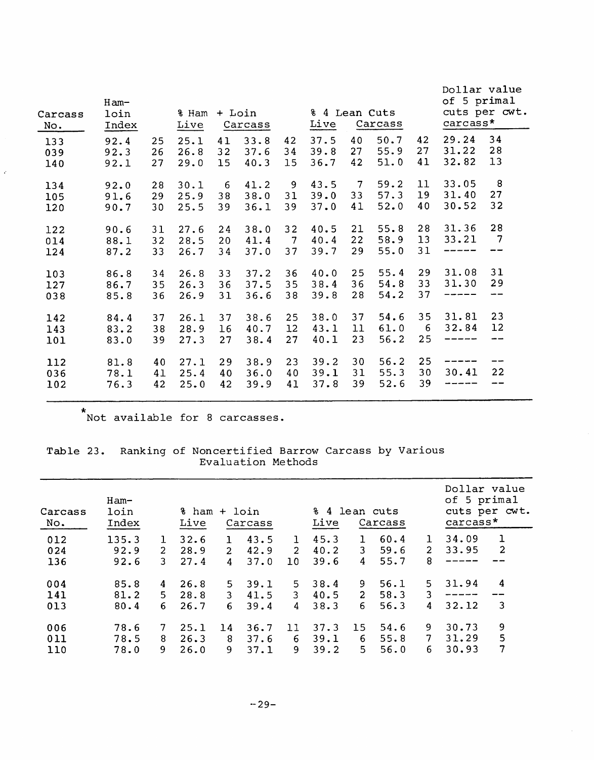| Carcass No. | Ham-loin Index | | % Ham + Loin Live | | % Ham + Loin Carcass | | % 4 Lean Cuts Live | | % 4 Lean Cuts Carcass | | Dollar value of 5 primal cuts per cwt. carcass* | |
|---|---|---|---|---|---|---|---|---|---|---|---|---|
| 133 | 92.4 | 25 | 25.1 | 41 | 33.8 | 42 | 37.5 | 40 | 50.7 | 42 | 29.24 | 34 |
| 039 | 92.3 | 26 | 26.8 | 32 | 37.6 | 34 | 39.8 | 27 | 55.9 | 27 | 31.22 | 28 |
| 140 | 92.1 | 27 | 29.0 | 15 | 40.3 | 15 | 36.7 | 42 | 51.0 | 41 | 32.82 | 13 |
| 134 | 92.0 | 28 | 30.1 | 6 | 41.2 | 9 | 43.5 | 7 | 59.2 | 11 | 33.05 | 8 |
| 105 | 91.6 | 29 | 25.9 | 38 | 38.0 | 31 | 39.0 | 33 | 57.3 | 19 | 31.40 | 27 |
| 120 | 90.7 | 30 | 25.5 | 39 | 36.1 | 39 | 37.0 | 41 | 52.0 | 40 | 30.52 | 32 |
| 122 | 90.6 | 31 | 27.6 | 24 | 38.0 | 32 | 40.5 | 21 | 55.8 | 28 | 31.36 | 28 |
| 014 | 88.1 | 32 | 28.5 | 20 | 41.4 | 7 | 40.4 | 22 | 58.9 | 13 | 33.21 | 7 |
| 124 | 87.2 | 33 | 26.7 | 34 | 37.0 | 37 | 39.7 | 29 | 55.0 | 31 | ----- | -- |
| 103 | 86.8 | 34 | 26.8 | 33 | 37.2 | 36 | 40.0 | 25 | 55.4 | 29 | 31.08 | 31 |
| 127 | 86.7 | 35 | 26.3 | 36 | 37.5 | 35 | 38.4 | 36 | 54.8 | 33 | 31.30 | 29 |
| 038 | 85.8 | 36 | 26.9 | 31 | 36.6 | 38 | 39.8 | 28 | 54.2 | 37 | ----- | -- |
| 142 | 84.4 | 37 | 26.1 | 37 | 38.6 | 25 | 38.0 | 37 | 54.6 | 35 | 31.81 | 23 |
| 143 | 83.2 | 38 | 28.9 | 16 | 40.7 | 12 | 43.1 | 11 | 61.0 | 6 | 32.84 | 12 |
| 101 | 83.0 | 39 | 27.3 | 27 | 38.4 | 27 | 40.1 | 23 | 56.2 | 25 | ----- | -- |
| 112 | 81.8 | 40 | 27.1 | 29 | 38.9 | 23 | 39.2 | 30 | 56.2 | 25 | ----- | -- |
| 036 | 78.1 | 41 | 25.4 | 40 | 36.0 | 40 | 39.1 | 31 | 55.3 | 30 | 30.41 | 22 |
| 102 | 76.3 | 42 | 25.0 | 42 | 39.9 | 41 | 37.8 | 39 | 52.6 | 39 | ----- | -- |

*Not available for 8 carcasses.

Table 23. Ranking of Noncertified Barrow Carcass by Various Evaluation Methods

| Carcass No. | Ham-loin Index | | % ham + loin Live | | % ham + loin Carcass | | % 4 lean cuts Live | | % 4 lean cuts Carcass | | Dollar value of 5 primal cuts per cwt. carcass* | |
|---|---|---|---|---|---|---|---|---|---|---|---|---|
| 012 | 135.3 | 1 | 32.6 | 1 | 43.5 | 1 | 45.3 | 1 | 60.4 | 1 | 34.09 | 1 |
| 024 | 92.9 | 2 | 28.9 | 2 | 42.9 | 2 | 40.2 | 3 | 59.6 | 2 | 33.95 | 2 |
| 136 | 92.6 | 3 | 27.4 | 4 | 37.0 | 10 | 39.6 | 4 | 55.7 | 8 | ----- | -- |
| 004 | 85.8 | 4 | 26.8 | 5 | 39.1 | 5 | 38.4 | 9 | 56.1 | 5 | 31.94 | 4 |
| 141 | 81.2 | 5 | 28.8 | 3 | 41.5 | 3 | 40.5 | 2 | 58.3 | 3 | ----- | -- |
| 013 | 80.4 | 6 | 26.7 | 6 | 39.4 | 4 | 38.3 | 6 | 56.3 | 4 | 32.12 | 3 |
| 006 | 78.6 | 7 | 25.1 | 14 | 36.7 | 11 | 37.3 | 15 | 54.6 | 9 | 30.73 | 9 |
| 011 | 78.5 | 8 | 26.3 | 8 | 37.6 | 6 | 39.1 | 6 | 55.8 | 7 | 31.29 | 5 |
| 110 | 78.0 | 9 | 26.0 | 9 | 37.1 | 9 | 39.2 | 5 | 56.0 | 6 | 30.93 | 7 |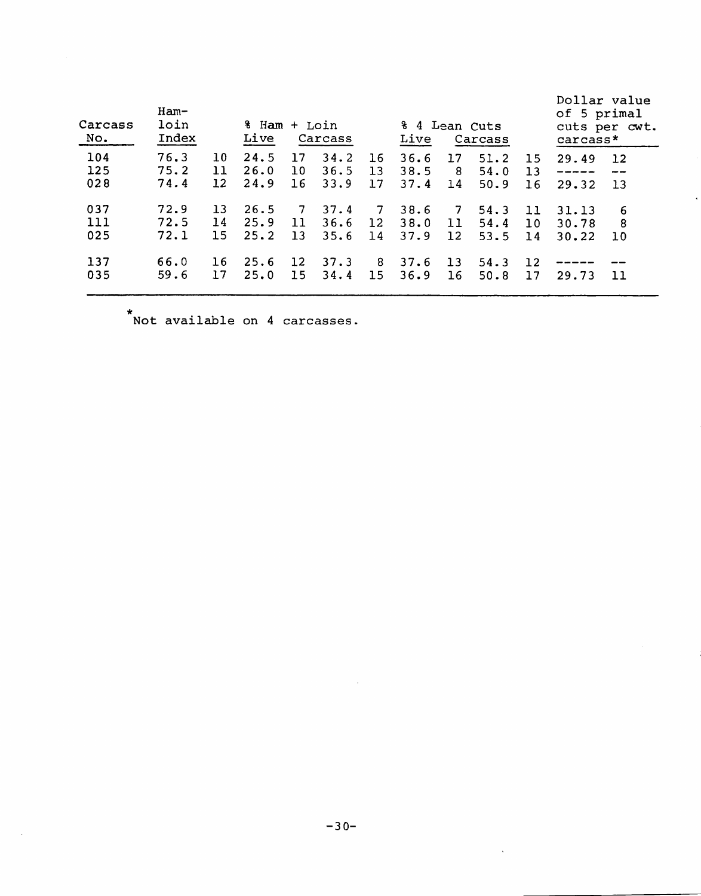| Carcass No. | Ham-loin Index | | % Ham + Loin Live | | % Ham + Loin Carcass | | % 4 Lean Cuts Live | | % 4 Lean Cuts Carcass | | Dollar value of 5 primal cuts per cwt. carcass* | |
|---|---|---|---|---|---|---|---|---|---|---|---|---|
| 104 | 76.3 | 10 | 24.5 | 17 | 34.2 | 16 | 36.6 | 17 | 51.2 | 15 | 29.49 | 12 |
| 125 | 75.2 | 11 | 26.0 | 10 | 36.5 | 13 | 38.5 | 8 | 54.0 | 13 | ----- | -- |
| 028 | 74.4 | 12 | 24.9 | 16 | 33.9 | 17 | 37.4 | 14 | 50.9 | 16 | 29.32 | 13 |
| 037 | 72.9 | 13 | 26.5 | 7 | 37.4 | 7 | 38.6 | 7 | 54.3 | 11 | 31.13 | 6 |
| 111 | 72.5 | 14 | 25.9 | 11 | 36.6 | 12 | 38.0 | 11 | 54.4 | 10 | 30.78 | 8 |
| 025 | 72.1 | 15 | 25.2 | 13 | 35.6 | 14 | 37.9 | 12 | 53.5 | 14 | 30.22 | 10 |
| 137 | 66.0 | 16 | 25.6 | 12 | 37.3 | 8 | 37.6 | 13 | 54.3 | 12 | ----- | -- |
| 035 | 59.6 | 17 | 25.0 | 15 | 34.4 | 15 | 36.9 | 16 | 50.8 | 17 | 29.73 | 11 |

*Not available on 4 carcasses.